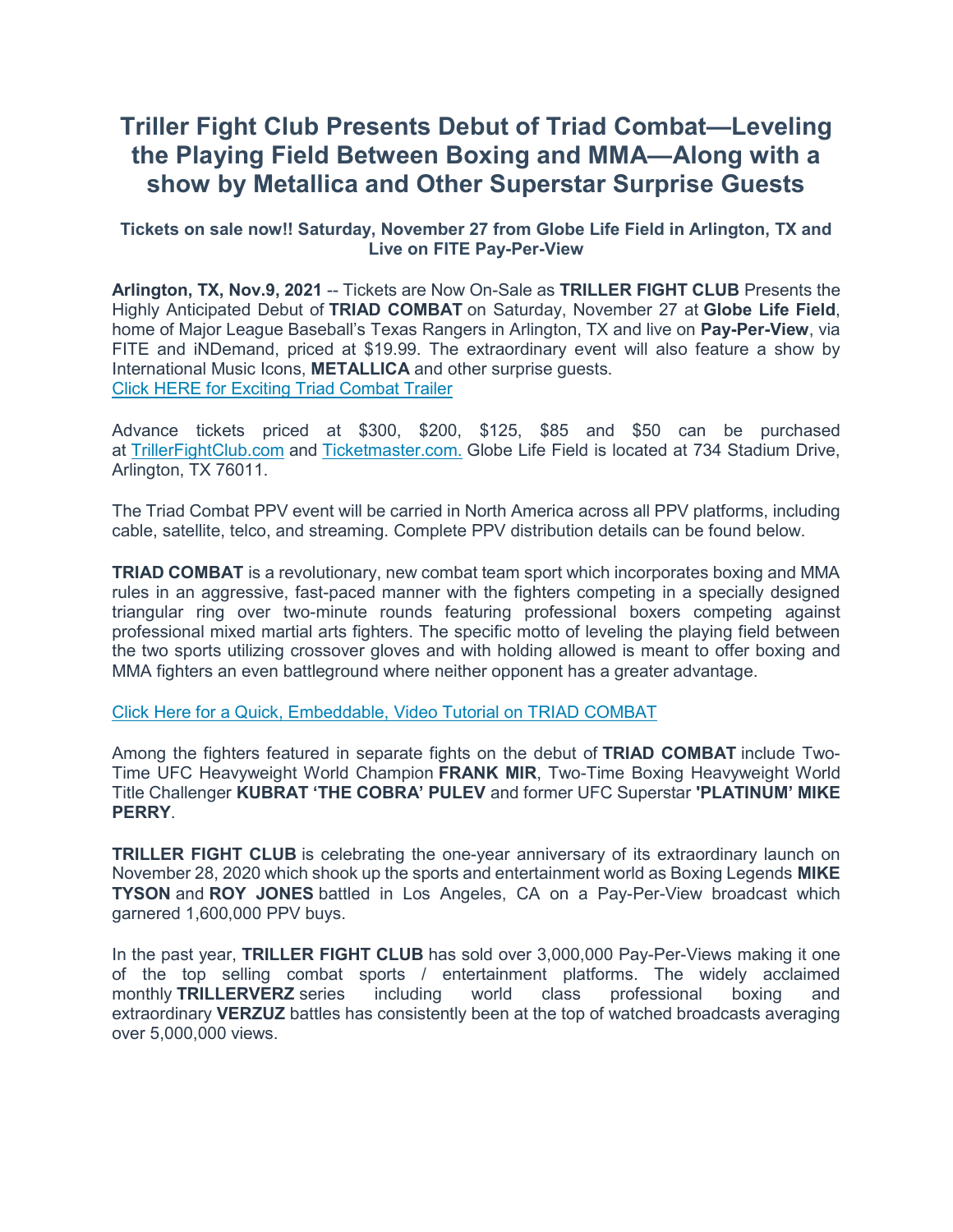# Triller Fight Club Presents Debut of Triad Combat—Leveling the Playing Field Between Boxing and MMA—Along with a show by Metallica and Other Superstar Surprise Guests

### Tickets on sale now!! Saturday, November 27 from Globe Life Field in Arlington, TX and Live on FITE Pay-Per-View

**Arlington, TX, Nov.9, 2021** -- Tickets are Now On-Sale as **TRILLER FIGHT CLUB** Presents the Highly Anticipated Debut of **TRIAD COMBAT** on Saturday, November 27 at **Globe Life Field**, home of Major League Baseball's Texas Rangers in Arlington, TX and live on **Pay-Per-View**, via FITE and iNDemand, priced at $19.99. The extraordinary event will also feature a show by International Music Icons, **METALLICA** and other surprise guests.
Click HERE for Exciting Triad Combat Trailer

Advance tickets priced at $300, $200, $125, $85 and $50 can be purchased at TrillerFightClub.com and Ticketmaster.com. Globe Life Field is located at 734 Stadium Drive, Arlington, TX 76011.

The Triad Combat PPV event will be carried in North America across all PPV platforms, including cable, satellite, telco, and streaming. Complete PPV distribution details can be found below.

**TRIAD COMBAT** is a revolutionary, new combat team sport which incorporates boxing and MMA rules in an aggressive, fast-paced manner with the fighters competing in a specially designed triangular ring over two-minute rounds featuring professional boxers competing against professional mixed martial arts fighters. The specific motto of leveling the playing field between the two sports utilizing crossover gloves and with holding allowed is meant to offer boxing and MMA fighters an even battleground where neither opponent has a greater advantage.

Click Here for a Quick, Embeddable, Video Tutorial on TRIAD COMBAT

Among the fighters featured in separate fights on the debut of **TRIAD COMBAT** include Two-Time UFC Heavyweight World Champion **FRANK MIR**, Two-Time Boxing Heavyweight World Title Challenger **KUBRAT 'THE COBRA' PULEV** and former UFC Superstar **'PLATINUM' MIKE PERRY**.

**TRILLER FIGHT CLUB** is celebrating the one-year anniversary of its extraordinary launch on November 28, 2020 which shook up the sports and entertainment world as Boxing Legends **MIKE TYSON** and **ROY JONES** battled in Los Angeles, CA on a Pay-Per-View broadcast which garnered 1,600,000 PPV buys.

In the past year, **TRILLER FIGHT CLUB** has sold over 3,000,000 Pay-Per-Views making it one of the top selling combat sports / entertainment platforms. The widely acclaimed monthly **TRILLERVERZ** series including world class professional boxing and extraordinary **VERZUZ** battles has consistently been at the top of watched broadcasts averaging over 5,000,000 views.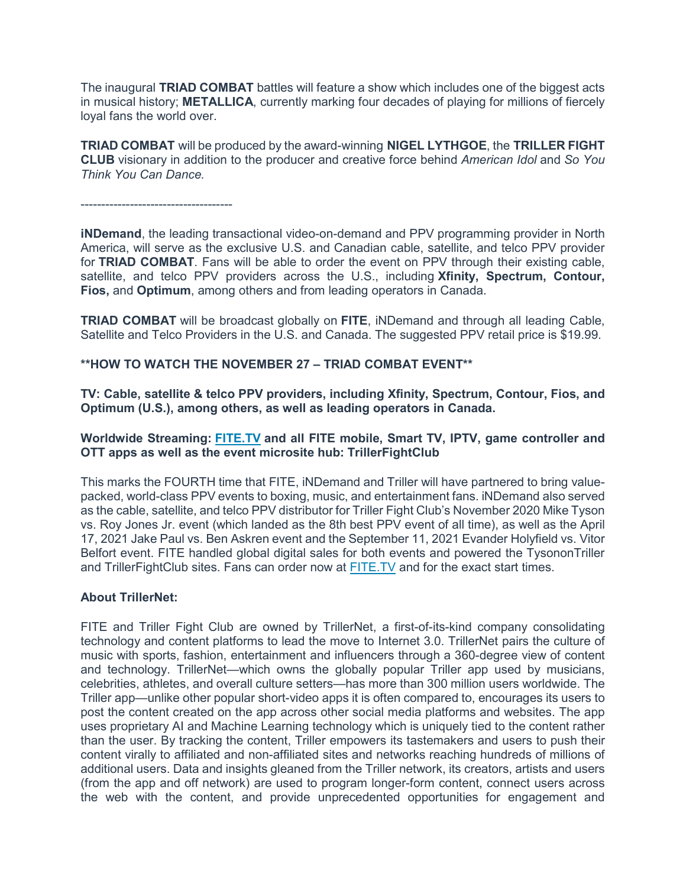The inaugural **TRIAD COMBAT** battles will feature a show which includes one of the biggest acts in musical history; **METALLICA**, currently marking four decades of playing for millions of fiercely loyal fans the world over.

**TRIAD COMBAT** will be produced by the award-winning **NIGEL LYTHGOE**, the **TRILLER FIGHT CLUB** visionary in addition to the producer and creative force behind *American Idol* and *So You Think You Can Dance.*

------------------------------------

**iNDemand**, the leading transactional video-on-demand and PPV programming provider in North America, will serve as the exclusive U.S. and Canadian cable, satellite, and telco PPV provider for **TRIAD COMBAT**. Fans will be able to order the event on PPV through their existing cable, satellite, and telco PPV providers across the U.S., including **Xfinity, Spectrum, Contour, Fios,** and **Optimum**, among others and from leading operators in Canada.

**TRIAD COMBAT** will be broadcast globally on **FITE**, iNDemand and through all leading Cable, Satellite and Telco Providers in the U.S. and Canada. The suggested PPV retail price is $19.99.

**\*\*HOW TO WATCH THE NOVEMBER 27 – TRIAD COMBAT EVENT\*\***

**TV: Cable, satellite & telco PPV providers, including Xfinity, Spectrum, Contour, Fios, and Optimum (U.S.), among others, as well as leading operators in Canada.**

**Worldwide Streaming: FITE.TV and all FITE mobile, Smart TV, IPTV, game controller and OTT apps as well as the event microsite hub: TrillerFightClub**

This marks the FOURTH time that FITE, iNDemand and Triller will have partnered to bring value-packed, world-class PPV events to boxing, music, and entertainment fans. iNDemand also served as the cable, satellite, and telco PPV distributor for Triller Fight Club's November 2020 Mike Tyson vs. Roy Jones Jr. event (which landed as the 8th best PPV event of all time), as well as the April 17, 2021 Jake Paul vs. Ben Askren event and the September 11, 2021 Evander Holyfield vs. Vitor Belfort event. FITE handled global digital sales for both events and powered the TysononTriller and TrillerFightClub sites. Fans can order now at FITE.TV and for the exact start times.

**About TrillerNet:**

FITE and Triller Fight Club are owned by TrillerNet, a first-of-its-kind company consolidating technology and content platforms to lead the move to Internet 3.0. TrillerNet pairs the culture of music with sports, fashion, entertainment and influencers through a 360-degree view of content and technology. TrillerNet—which owns the globally popular Triller app used by musicians, celebrities, athletes, and overall culture setters—has more than 300 million users worldwide. The Triller app—unlike other popular short-video apps it is often compared to, encourages its users to post the content created on the app across other social media platforms and websites. The app uses proprietary AI and Machine Learning technology which is uniquely tied to the content rather than the user. By tracking the content, Triller empowers its tastemakers and users to push their content virally to affiliated and non-affiliated sites and networks reaching hundreds of millions of additional users. Data and insights gleaned from the Triller network, its creators, artists and users (from the app and off network) are used to program longer-form content, connect users across the web with the content, and provide unprecedented opportunities for engagement and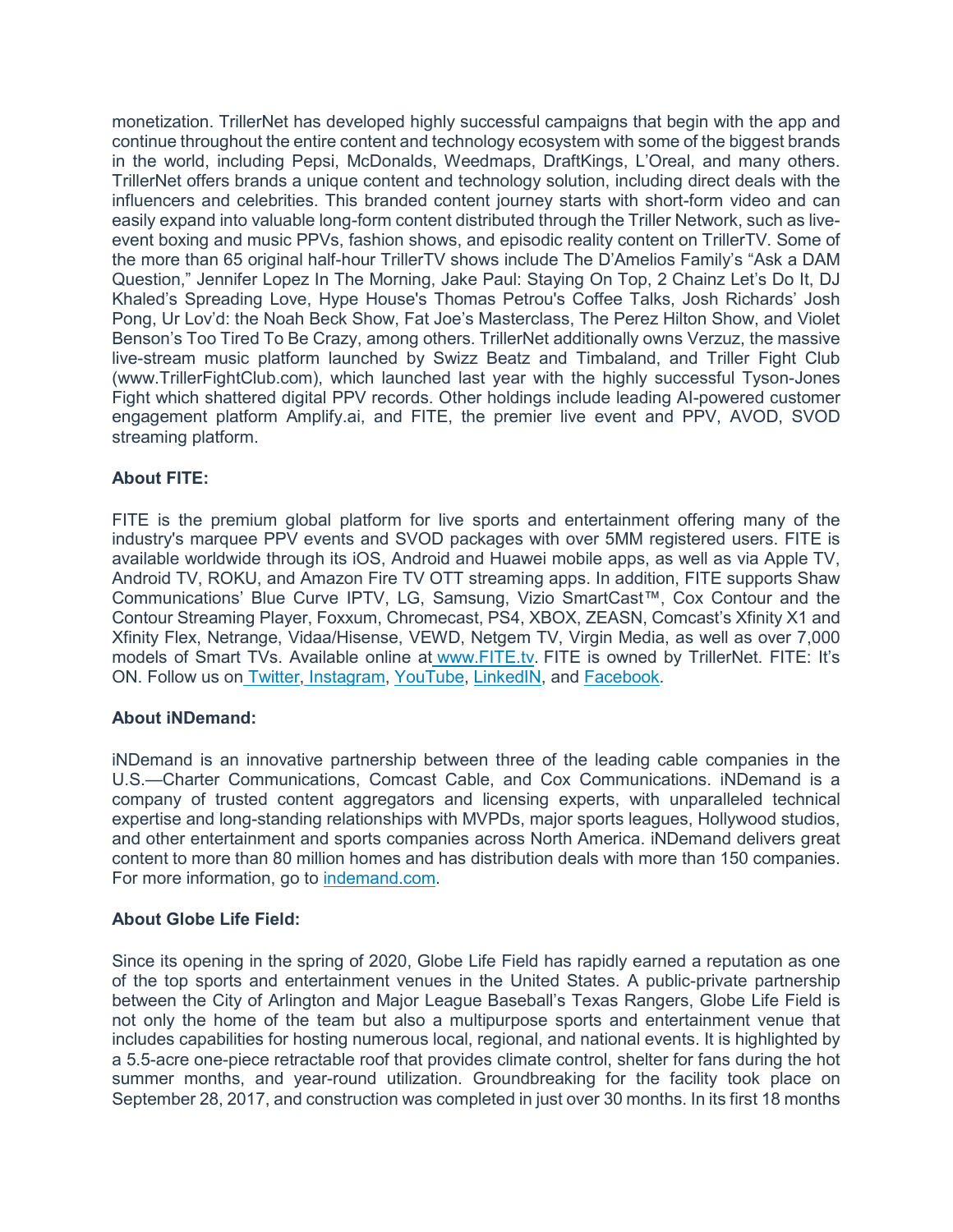monetization. TrillerNet has developed highly successful campaigns that begin with the app and continue throughout the entire content and technology ecosystem with some of the biggest brands in the world, including Pepsi, McDonalds, Weedmaps, DraftKings, L'Oreal, and many others. TrillerNet offers brands a unique content and technology solution, including direct deals with the influencers and celebrities. This branded content journey starts with short-form video and can easily expand into valuable long-form content distributed through the Triller Network, such as live-event boxing and music PPVs, fashion shows, and episodic reality content on TrillerTV. Some of the more than 65 original half-hour TrillerTV shows include The D'Amelios Family's "Ask a DAM Question," Jennifer Lopez In The Morning, Jake Paul: Staying On Top, 2 Chainz Let's Do It, DJ Khaled's Spreading Love, Hype House's Thomas Petrou's Coffee Talks, Josh Richards' Josh Pong, Ur Lov'd: the Noah Beck Show, Fat Joe's Masterclass, The Perez Hilton Show, and Violet Benson's Too Tired To Be Crazy, among others. TrillerNet additionally owns Verzuz, the massive live-stream music platform launched by Swizz Beatz and Timbaland, and Triller Fight Club (www.TrillerFightClub.com), which launched last year with the highly successful Tyson-Jones Fight which shattered digital PPV records. Other holdings include leading AI-powered customer engagement platform Amplify.ai, and FITE, the premier live event and PPV, AVOD, SVOD streaming platform.

**About FITE:**

FITE is the premium global platform for live sports and entertainment offering many of the industry's marquee PPV events and SVOD packages with over 5MM registered users. FITE is available worldwide through its iOS, Android and Huawei mobile apps, as well as via Apple TV, Android TV, ROKU, and Amazon Fire TV OTT streaming apps. In addition, FITE supports Shaw Communications' Blue Curve IPTV, LG, Samsung, Vizio SmartCast™, Cox Contour and the Contour Streaming Player, Foxxum, Chromecast, PS4, XBOX, ZEASN, Comcast's Xfinity X1 and Xfinity Flex, Netrange, Vidaa/Hisense, VEWD, Netgem TV, Virgin Media, as well as over 7,000 models of Smart TVs. Available online at www.FITE.tv. FITE is owned by TrillerNet. FITE: It's ON. Follow us on Twitter, Instagram, YouTube, LinkedIN, and Facebook.

**About iNDemand:**

iNDemand is an innovative partnership between three of the leading cable companies in the U.S.—Charter Communications, Comcast Cable, and Cox Communications. iNDemand is a company of trusted content aggregators and licensing experts, with unparalleled technical expertise and long-standing relationships with MVPDs, major sports leagues, Hollywood studios, and other entertainment and sports companies across North America. iNDemand delivers great content to more than 80 million homes and has distribution deals with more than 150 companies. For more information, go to indemand.com.

**About Globe Life Field:**

Since its opening in the spring of 2020, Globe Life Field has rapidly earned a reputation as one of the top sports and entertainment venues in the United States. A public-private partnership between the City of Arlington and Major League Baseball's Texas Rangers, Globe Life Field is not only the home of the team but also a multipurpose sports and entertainment venue that includes capabilities for hosting numerous local, regional, and national events. It is highlighted by a 5.5-acre one-piece retractable roof that provides climate control, shelter for fans during the hot summer months, and year-round utilization. Groundbreaking for the facility took place on September 28, 2017, and construction was completed in just over 30 months. In its first 18 months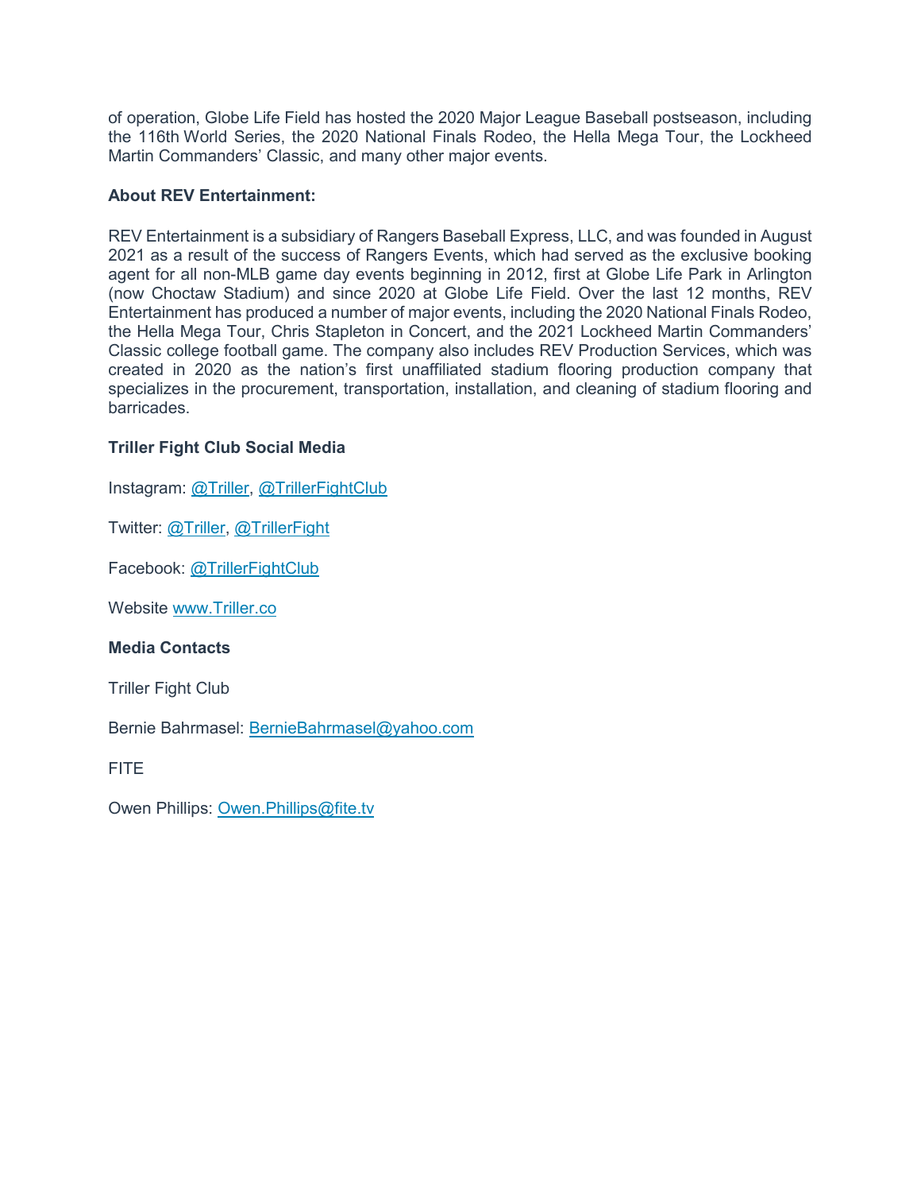of operation, Globe Life Field has hosted the 2020 Major League Baseball postseason, including the 116th World Series, the 2020 National Finals Rodeo, the Hella Mega Tour, the Lockheed Martin Commanders' Classic, and many other major events.

**About REV Entertainment:**

REV Entertainment is a subsidiary of Rangers Baseball Express, LLC, and was founded in August 2021 as a result of the success of Rangers Events, which had served as the exclusive booking agent for all non-MLB game day events beginning in 2012, first at Globe Life Park in Arlington (now Choctaw Stadium) and since 2020 at Globe Life Field. Over the last 12 months, REV Entertainment has produced a number of major events, including the 2020 National Finals Rodeo, the Hella Mega Tour, Chris Stapleton in Concert, and the 2021 Lockheed Martin Commanders' Classic college football game. The company also includes REV Production Services, which was created in 2020 as the nation's first unaffiliated stadium flooring production company that specializes in the procurement, transportation, installation, and cleaning of stadium flooring and barricades.

**Triller Fight Club Social Media**

Instagram: @Triller, @TrillerFightClub

Twitter: @Triller, @TrillerFight

Facebook: @TrillerFightClub

Website www.Triller.co

**Media Contacts**

Triller Fight Club

Bernie Bahrmasel: BernieBahrmasel@yahoo.com

FITE

Owen Phillips: Owen.Phillips@fite.tv